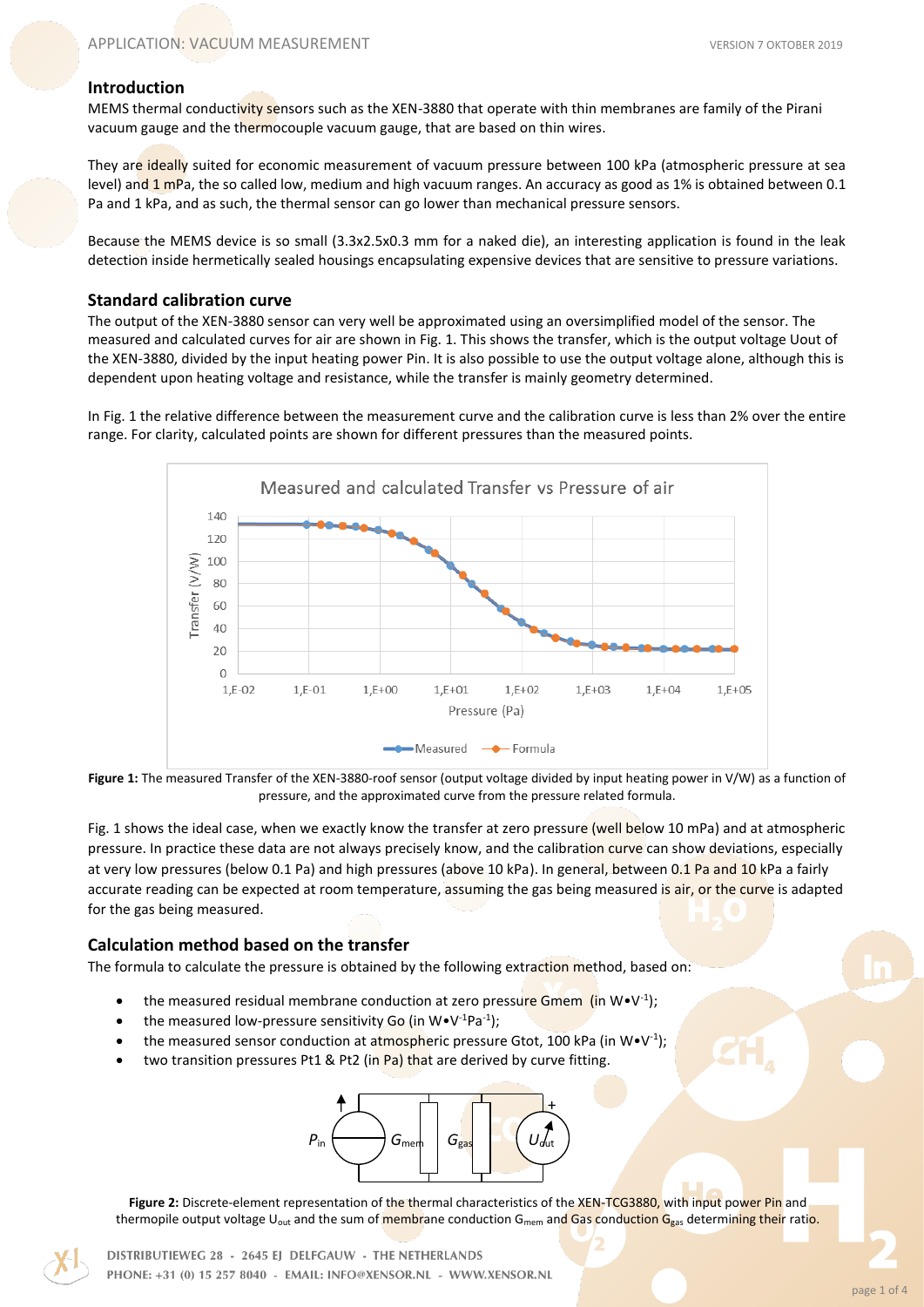## Introduction

MEMS thermal conductivity sensors such as the XEN-3880 that operate with thin membranes are family of the Pirani vacuum gauge and the thermocouple vacuum gauge, that are based on thin wires.

They are ideally suited for economic measurement of vacuum pressure between 100 kPa (atmospheric pressure at sea level) and 1 mPa, the so called low, medium and high vacuum ranges. An accuracy as good as 1% is obtained between 0.1 Pa and 1 kPa, and as such, the thermal sensor can go lower than mechanical pressure sensors.

Because the MEMS device is so small (3.3x2.5x0.3 mm for a naked die), an interesting application is found in the leak detection inside hermetically sealed housings encapsulating expensive devices that are sensitive to pressure variations.

## Standard calibration curve

The output of the XEN-3880 sensor can very well be approximated using an oversimplified model of the sensor. The measured and calculated curves for air are shown in Fig. 1. This shows the transfer, which is the output voltage Uout of the XEN-3880, divided by the input heating power Pin. It is also possible to use the output voltage alone, although this is dependent upon heating voltage and resistance, while the transfer is mainly geometry determined.

In Fig. 1 the relative difference between the measurement curve and the calibration curve is less than 2% over the entire range. For clarity, calculated points are shown for different pressures than the measured points.

**Figure 1:** The measured Transfer of the XEN-3880-roof sensor (output voltage divided by input heating power in V/W) as a function of pressure, and the approximated curve from the pressure related formula.

Fig. 1 shows the ideal case, when we exactly know the transfer at zero pressure (well below 10 mPa) and at atmospheric pressure. In practice these data are not always precisely know, and the calibration curve can show deviations, especially at very low pressures (below 0.1 Pa) and high pressures (above 10 kPa). In general, between 0.1 Pa and 10 kPa a fairly accurate reading can be expected at room temperature, assuming the gas being measured is air, or the curve is adapted for the gas being measured.

## Calculation method based on the transfer

The formula to calculate the pressure is obtained by the following extraction method, based on:

- the measured residual membrane conduction at zero pressure Gmem (in $W{\bullet}V^{-1}$);
- the measured low-pressure sensitivity Go (in $W{\bullet}V^{-1}Pa^{-1}$);
- the measured sensor conduction at atmospheric pressure Gtot, 100 kPa (in $W{\bullet}V^{-1}$);
- two transition pressures Pt1 & Pt2 (in Pa) that are derived by curve fitting.

**Figure 2:** Discrete-element representation of the thermal characteristics of the XEN-TCG3880, with input power Pin and thermopile output voltage $U_{out}$ and the sum of membrane conduction $G_{mem}$ and Gas conduction $G_{gas}$ determining their ratio.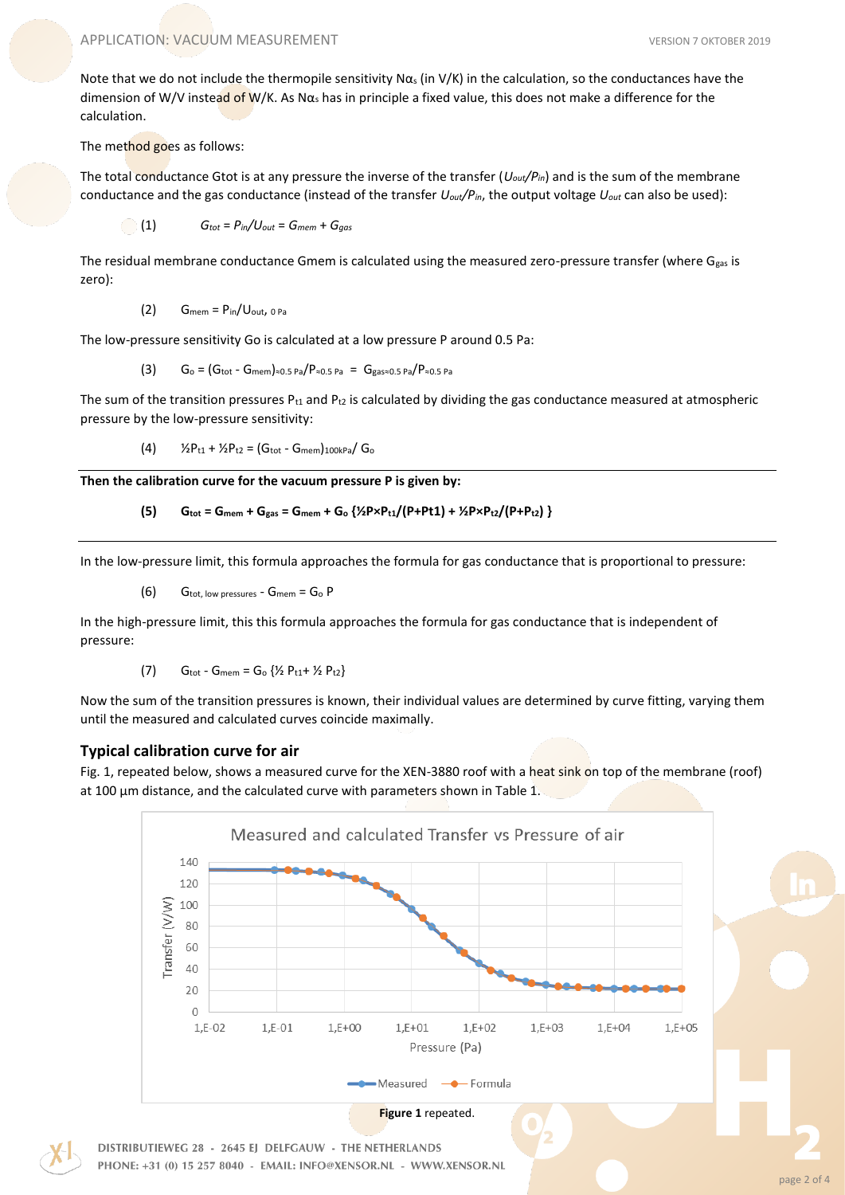Note that we do not include the thermopile sensitivity $N\alpha_s$ (in V/K) in the calculation, so the conductances have the dimension of W/V instead of W/K. As $N\alpha_s$ has in principle a fixed value, this does not make a difference for the calculation.

The method goes as follows:

The total conductance Gtot is at any pressure the inverse of the transfer ($U_{out}/P_{in}$) and is the sum of the membrane conductance and the gas conductance (instead of the transfer $U_{out}/P_{in}$, the output voltage $U_{out}$ can also be used):

$$(1) \qquad G_{tot} = P_{in}/U_{out} = G_{mem} + G_{gas}$$

The residual membrane conductance Gmem is calculated using the measured zero-pressure transfer (where $G_{gas}$ is zero):

$$(2) \qquad G_{mem} = P_{in}/U_{out,\ 0\ Pa}$$

The low-pressure sensitivity Go is calculated at a low pressure P around 0.5 Pa:

$$(3) \qquad G_o = (G_{tot} - G_{mem})_{\approx 0.5\ Pa}/P_{\approx 0.5\ Pa} = G_{gas\approx 0.5\ Pa}/P_{\approx 0.5\ Pa}$$

The sum of the transition pressures $P_{t1}$ and $P_{t2}$ is calculated by dividing the gas conductance measured at atmospheric pressure by the low-pressure sensitivity:

$$(4) \qquad ½P_{t1} + ½P_{t2} = (G_{tot} - G_{mem})_{100kPa}/\ G_o$$

**Then the calibration curve for the vacuum pressure P is given by:**

$$(5) \qquad G_{tot} = G_{mem} + G_{gas} = G_{mem} + G_o\ \{½P{\times}P_{t1}/(P+Pt1) + ½P{\times}P_{t2}/(P+P_{t2})\ \}$$

In the low-pressure limit, this formula approaches the formula for gas conductance that is proportional to pressure:

$$(6) \qquad G_{tot,\ low\ pressures} - G_{mem} = G_o\ P$$

In the high-pressure limit, this this formula approaches the formula for gas conductance that is independent of pressure:

$$(7) \qquad G_{tot} - G_{mem} = G_o\ \{½\ P_{t1} + ½\ P_{t2}\}$$

Now the sum of the transition pressures is known, their individual values are determined by curve fitting, varying them until the measured and calculated curves coincide maximally.

## Typical calibration curve for air

Fig. 1, repeated below, shows a measured curve for the XEN-3880 roof with a heat sink on top of the membrane (roof) at 100 µm distance, and the calculated curve with parameters shown in Table 1.

**Figure 1** repeated.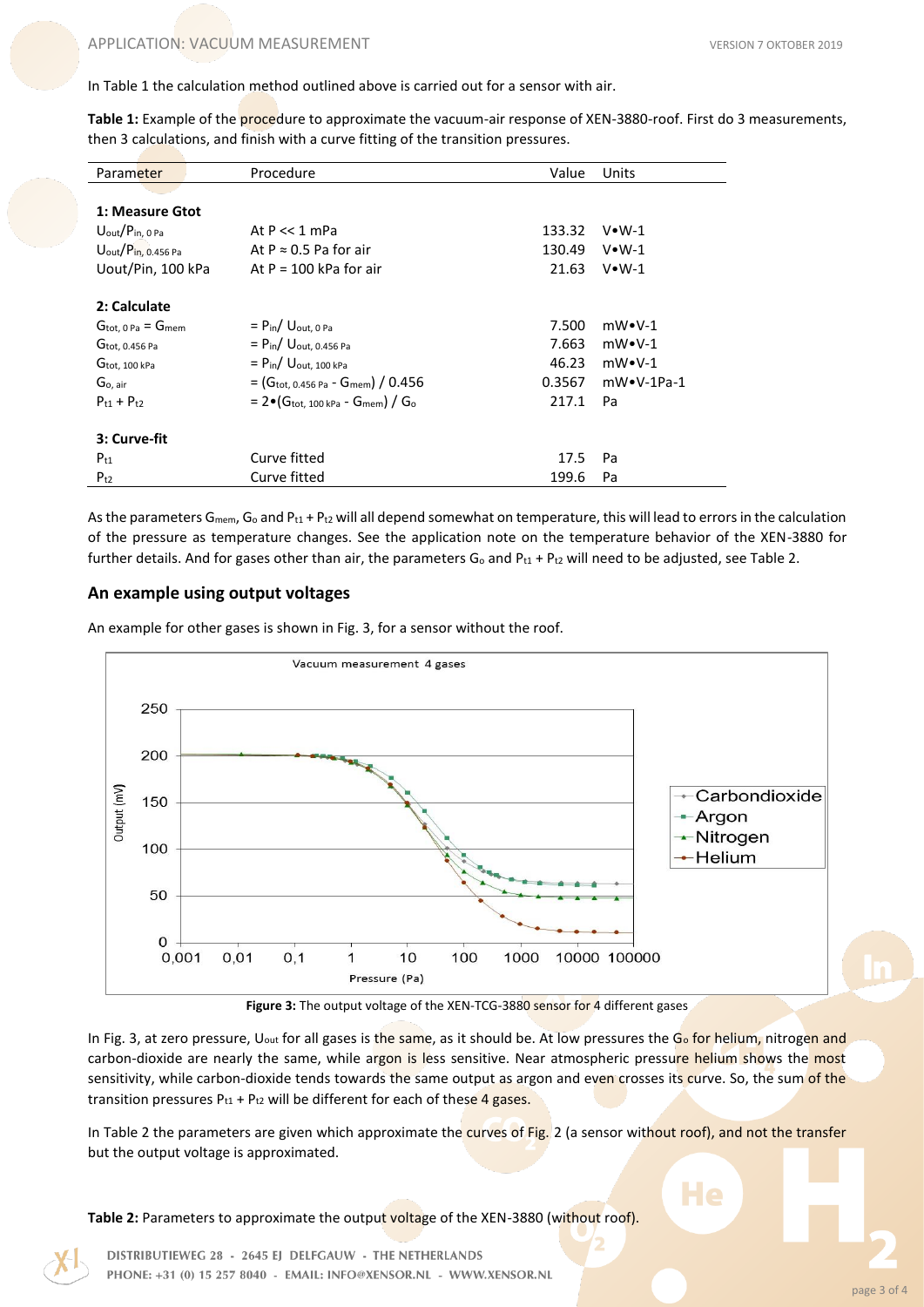In Table 1 the calculation method outlined above is carried out for a sensor with air.

**Table 1:** Example of the procedure to approximate the vacuum-air response of XEN-3880-roof. First do 3 measurements, then 3 calculations, and finish with a curve fitting of the transition pressures.

| Parameter | Procedure | Value | Units |
|---|---|---|---|
| **1: Measure Gtot** | | | |
| $U_{out}/P_{in,\ 0\ Pa}$ | At P << 1 mPa | 133.32 | V•W-1 |
| $U_{out}/P_{in,\ 0.456\ Pa}$ | At P ≈ 0.5 Pa for air | 130.49 | V•W-1 |
| Uout/Pin, 100 kPa | At P = 100 kPa for air | 21.63 | V•W-1 |
| **2: Calculate** | | | |
| $G_{tot,\ 0\ Pa} = G_{mem}$ | $= P_{in}/\ U_{out,\ 0\ Pa}$ | 7.500 | mW•V-1 |
| $G_{tot,\ 0.456\ Pa}$ | $= P_{in}/\ U_{out,\ 0.456\ Pa}$ | 7.663 | mW•V-1 |
| $G_{tot,\ 100\ kPa}$ | $= P_{in}/\ U_{out,\ 100\ kPa}$ | 46.23 | mW•V-1 |
| $G_{o,\ air}$ | $= (G_{tot,\ 0.456\ Pa} - G_{mem}) / 0.456$ | 0.3567 | mW•V-1Pa-1 |
| $P_{t1} + P_{t2}$ | $= 2•(G_{tot,\ 100\ kPa} - G_{mem}) / G_o$ | 217.1 | Pa |
| **3: Curve-fit** | | | |
| $P_{t1}$ | Curve fitted | 17.5 | Pa |
| $P_{t2}$ | Curve fitted | 199.6 | Pa |

As the parameters $G_{mem}$, $G_o$ and $P_{t1} + P_{t2}$ will all depend somewhat on temperature, this will lead to errors in the calculation of the pressure as temperature changes. See the application note on the temperature behavior of the XEN-3880 for further details. And for gases other than air, the parameters $G_o$ and $P_{t1} + P_{t2}$ will need to be adjusted, see Table 2.

## An example using output voltages

An example for other gases is shown in Fig. 3, for a sensor without the roof.

**Figure 3:** The output voltage of the XEN-TCG-3880 sensor for 4 different gases

In Fig. 3, at zero pressure, $U_{out}$ for all gases is the same, as it should be. At low pressures the $G_o$ for helium, nitrogen and carbon-dioxide are nearly the same, while argon is less sensitive. Near atmospheric pressure helium shows the most sensitivity, while carbon-dioxide tends towards the same output as argon and even crosses its curve. So, the sum of the transition pressures $P_{t1} + P_{t2}$ will be different for each of these 4 gases.

In Table 2 the parameters are given which approximate the curves of Fig. 2 (a sensor without roof), and not the transfer but the output voltage is approximated.

**Table 2:** Parameters to approximate the output voltage of the XEN-3880 (without roof).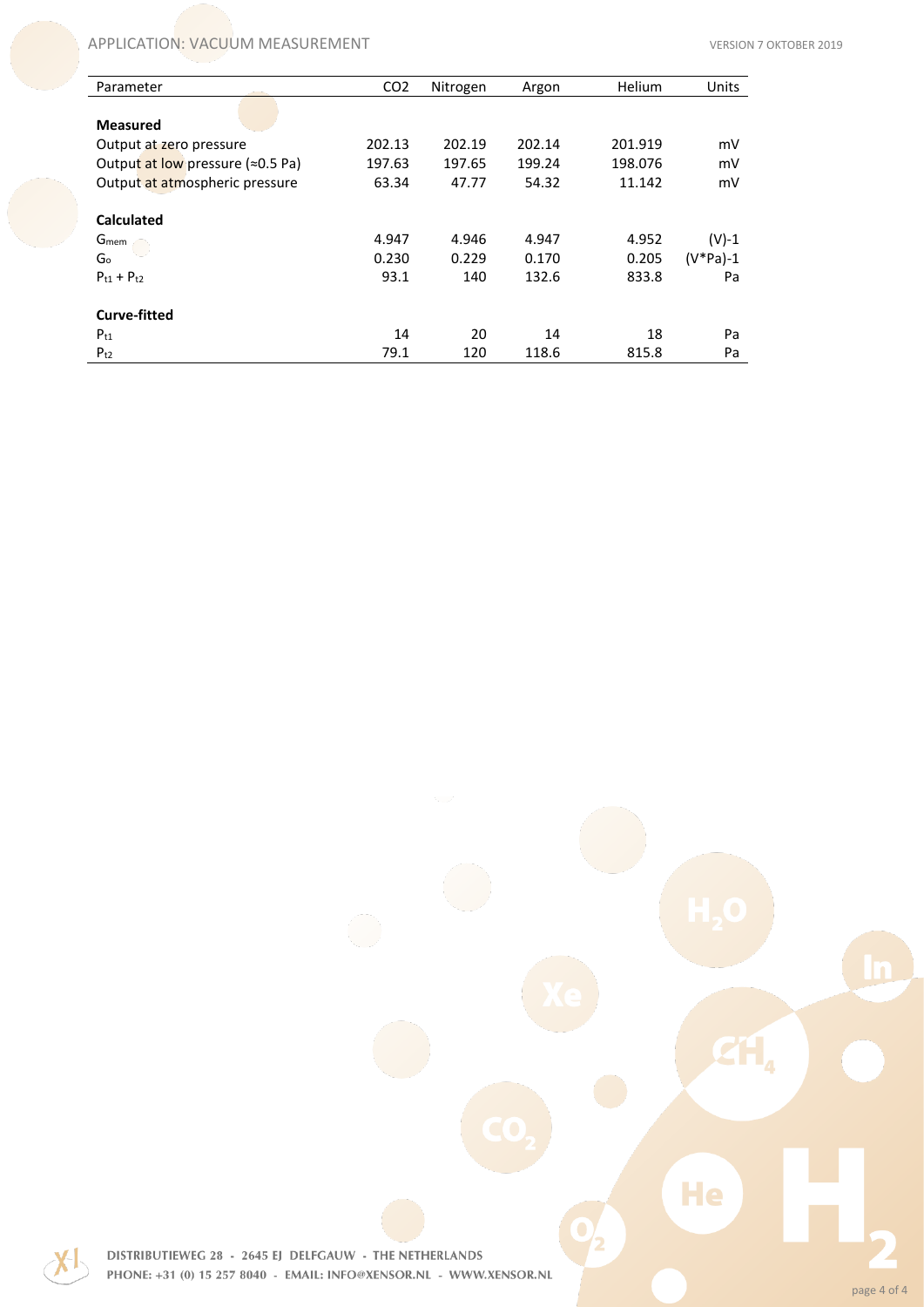| Parameter | CO2 | Nitrogen | Argon | Helium | Units |
|---|---|---|---|---|---|
| **Measured** | | | | | |
| Output at zero pressure | 202.13 | 202.19 | 202.14 | 201.919 | mV |
| Output at low pressure (≈0.5 Pa) | 197.63 | 197.65 | 199.24 | 198.076 | mV |
| Output at atmospheric pressure | 63.34 | 47.77 | 54.32 | 11.142 | mV |
| **Calculated** | | | | | |
| $G_{mem}$ | 4.947 | 4.946 | 4.947 | 4.952 | (V)-1 |
| $G_o$ | 0.230 | 0.229 | 0.170 | 0.205 | (V*Pa)-1 |
| $P_{t1} + P_{t2}$ | 93.1 | 140 | 132.6 | 833.8 | Pa |
| **Curve-fitted** | | | | | |
| $P_{t1}$ | 14 | 20 | 14 | 18 | Pa |
| $P_{t2}$ | 79.1 | 120 | 118.6 | 815.8 | Pa |